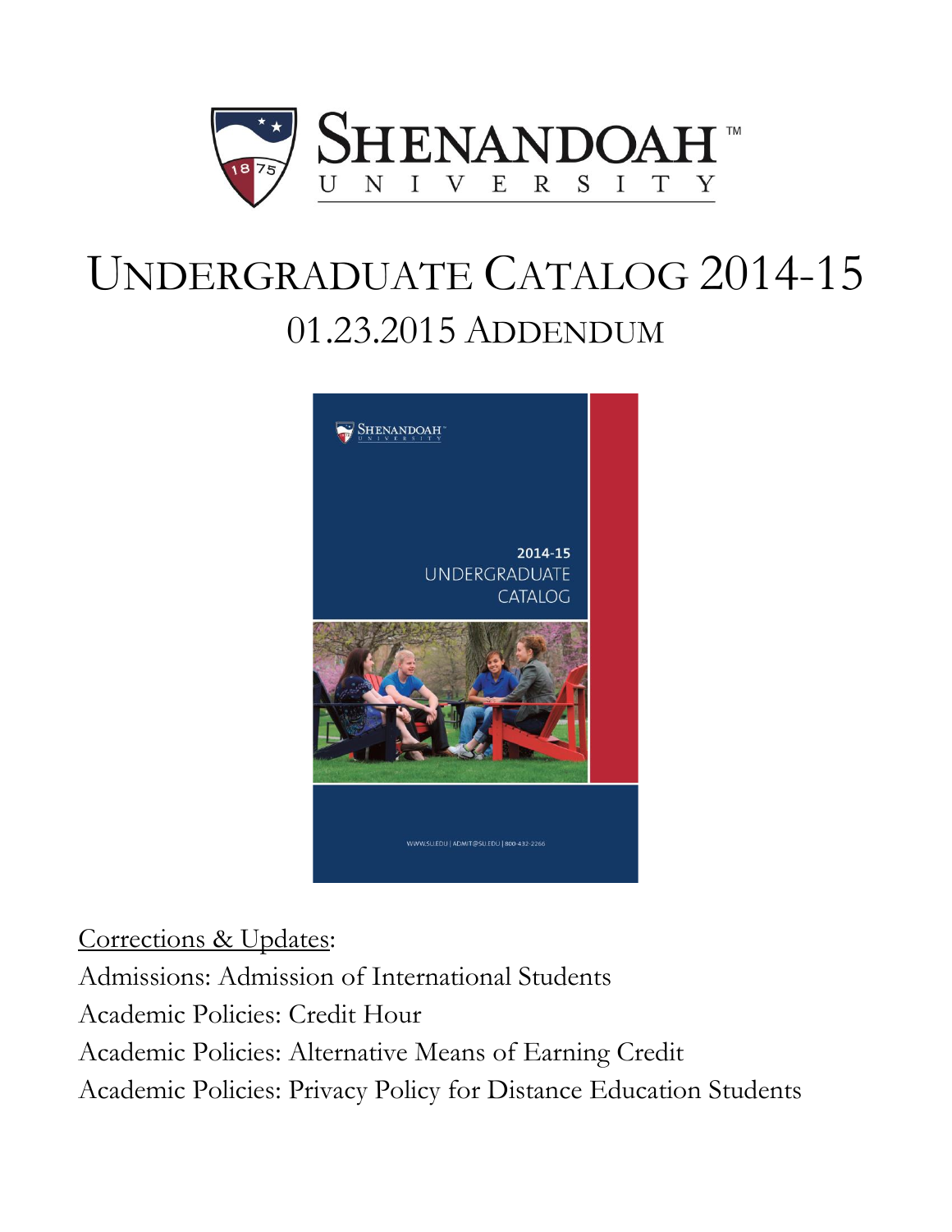# SHENANDOAH UNIVERSITY

# UNDERGRADUATE CATALOG 2014-15

## 01.23.2015 ADDENDUM

Corrections & Updates:

Admissions: Admission of International Students

Academic Policies: Credit Hour

Academic Policies: Alternative Means of Earning Credit

Academic Policies: Privacy Policy for Distance Education Students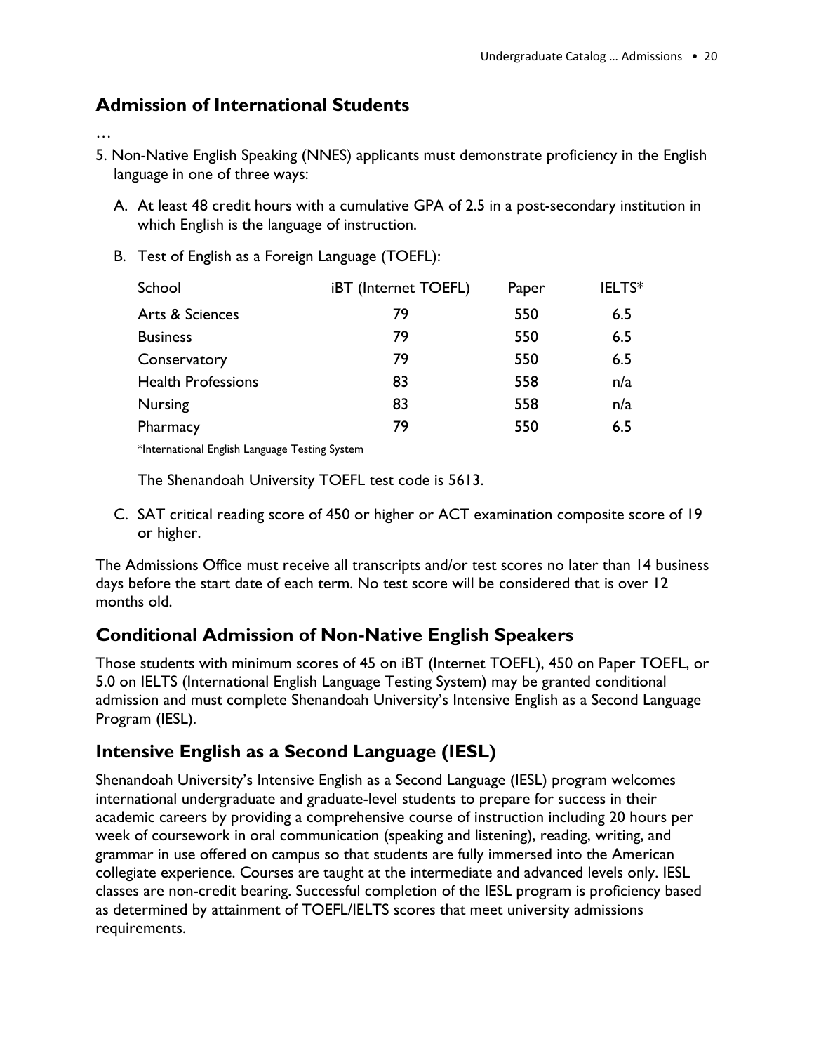## Admission of International Students

…

5. Non-Native English Speaking (NNES) applicants must demonstrate proficiency in the English language in one of three ways:

   A. At least 48 credit hours with a cumulative GPA of 2.5 in a post-secondary institution in which English is the language of instruction.

   B. Test of English as a Foreign Language (TOEFL):

| School | iBT (Internet TOEFL) | Paper | IELTS* |
|---|---|---|---|
| Arts & Sciences | 79 | 550 | 6.5 |
| Business | 79 | 550 | 6.5 |
| Conservatory | 79 | 550 | 6.5 |
| Health Professions | 83 | 558 | n/a |
| Nursing | 83 | 558 | n/a |
| Pharmacy | 79 | 550 | 6.5 |

*International English Language Testing System

The Shenandoah University TOEFL test code is 5613.

   C. SAT critical reading score of 450 or higher or ACT examination composite score of 19 or higher.

The Admissions Office must receive all transcripts and/or test scores no later than 14 business days before the start date of each term. No test score will be considered that is over 12 months old.

## Conditional Admission of Non-Native English Speakers

Those students with minimum scores of 45 on iBT (Internet TOEFL), 450 on Paper TOEFL, or 5.0 on IELTS (International English Language Testing System) may be granted conditional admission and must complete Shenandoah University's Intensive English as a Second Language Program (IESL).

## Intensive English as a Second Language (IESL)

Shenandoah University's Intensive English as a Second Language (IESL) program welcomes international undergraduate and graduate-level students to prepare for success in their academic careers by providing a comprehensive course of instruction including 20 hours per week of coursework in oral communication (speaking and listening), reading, writing, and grammar in use offered on campus so that students are fully immersed into the American collegiate experience. Courses are taught at the intermediate and advanced levels only. IESL classes are non-credit bearing. Successful completion of the IESL program is proficiency based as determined by attainment of TOEFL/IELTS scores that meet university admissions requirements.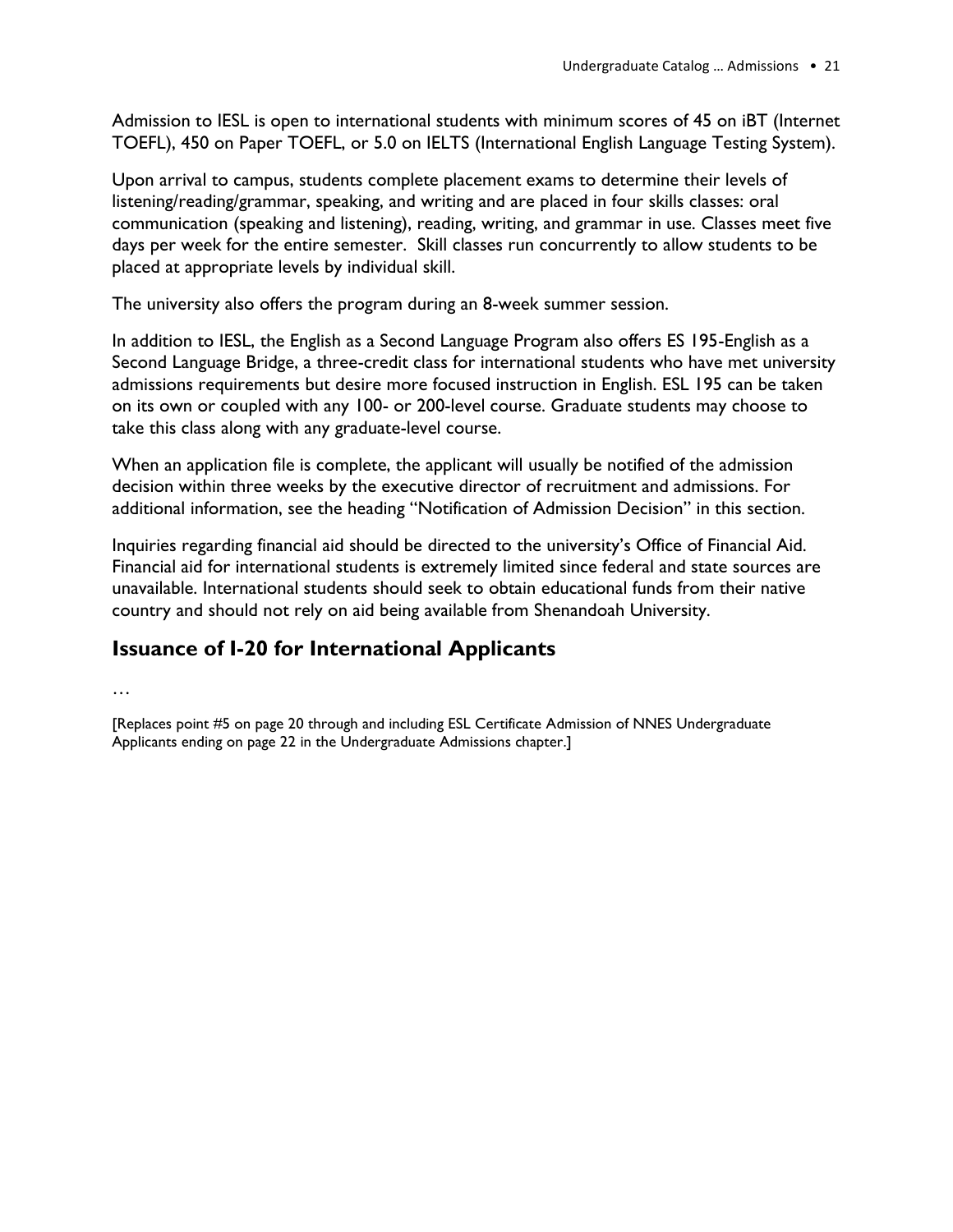Admission to IESL is open to international students with minimum scores of 45 on iBT (Internet TOEFL), 450 on Paper TOEFL, or 5.0 on IELTS (International English Language Testing System).

Upon arrival to campus, students complete placement exams to determine their levels of listening/reading/grammar, speaking, and writing and are placed in four skills classes: oral communication (speaking and listening), reading, writing, and grammar in use. Classes meet five days per week for the entire semester. Skill classes run concurrently to allow students to be placed at appropriate levels by individual skill.

The university also offers the program during an 8-week summer session.

In addition to IESL, the English as a Second Language Program also offers ES 195-English as a Second Language Bridge, a three-credit class for international students who have met university admissions requirements but desire more focused instruction in English. ESL 195 can be taken on its own or coupled with any 100- or 200-level course. Graduate students may choose to take this class along with any graduate-level course.

When an application file is complete, the applicant will usually be notified of the admission decision within three weeks by the executive director of recruitment and admissions. For additional information, see the heading "Notification of Admission Decision" in this section.

Inquiries regarding financial aid should be directed to the university's Office of Financial Aid. Financial aid for international students is extremely limited since federal and state sources are unavailable. International students should seek to obtain educational funds from their native country and should not rely on aid being available from Shenandoah University.

## Issuance of I-20 for International Applicants

…

[Replaces point #5 on page 20 through and including ESL Certificate Admission of NNES Undergraduate Applicants ending on page 22 in the Undergraduate Admissions chapter.]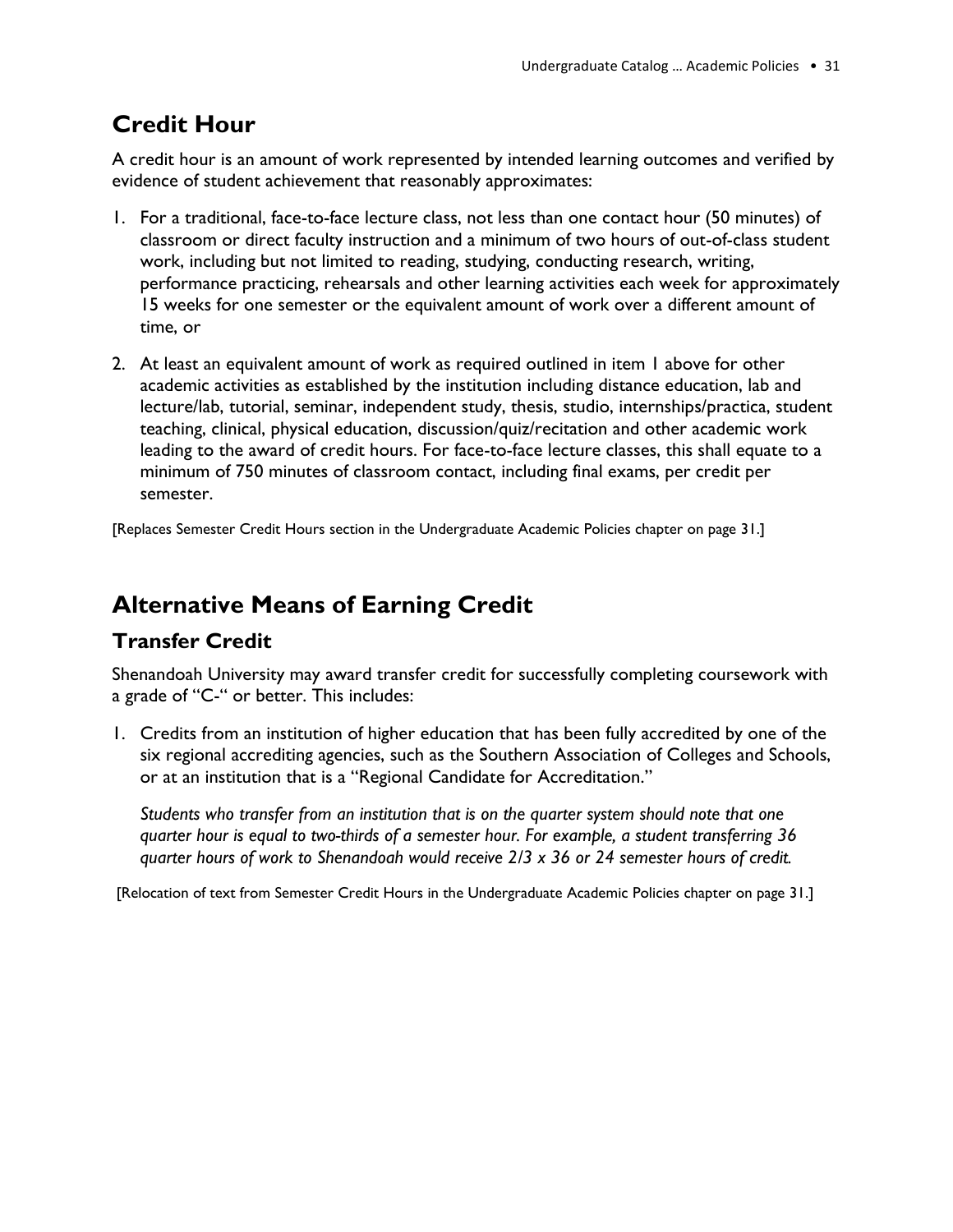## Credit Hour

A credit hour is an amount of work represented by intended learning outcomes and verified by evidence of student achievement that reasonably approximates:

1. For a traditional, face-to-face lecture class, not less than one contact hour (50 minutes) of classroom or direct faculty instruction and a minimum of two hours of out-of-class student work, including but not limited to reading, studying, conducting research, writing, performance practicing, rehearsals and other learning activities each week for approximately 15 weeks for one semester or the equivalent amount of work over a different amount of time, or
2. At least an equivalent amount of work as required outlined in item 1 above for other academic activities as established by the institution including distance education, lab and lecture/lab, tutorial, seminar, independent study, thesis, studio, internships/practica, student teaching, clinical, physical education, discussion/quiz/recitation and other academic work leading to the award of credit hours. For face-to-face lecture classes, this shall equate to a minimum of 750 minutes of classroom contact, including final exams, per credit per semester.

[Replaces Semester Credit Hours section in the Undergraduate Academic Policies chapter on page 31.]

## Alternative Means of Earning Credit

### Transfer Credit

Shenandoah University may award transfer credit for successfully completing coursework with a grade of "C-" or better. This includes:

1. Credits from an institution of higher education that has been fully accredited by one of the six regional accrediting agencies, such as the Southern Association of Colleges and Schools, or at an institution that is a "Regional Candidate for Accreditation."

   *Students who transfer from an institution that is on the quarter system should note that one quarter hour is equal to two-thirds of a semester hour. For example, a student transferring 36 quarter hours of work to Shenandoah would receive 2/3 x 36 or 24 semester hours of credit.*

[Relocation of text from Semester Credit Hours in the Undergraduate Academic Policies chapter on page 31.]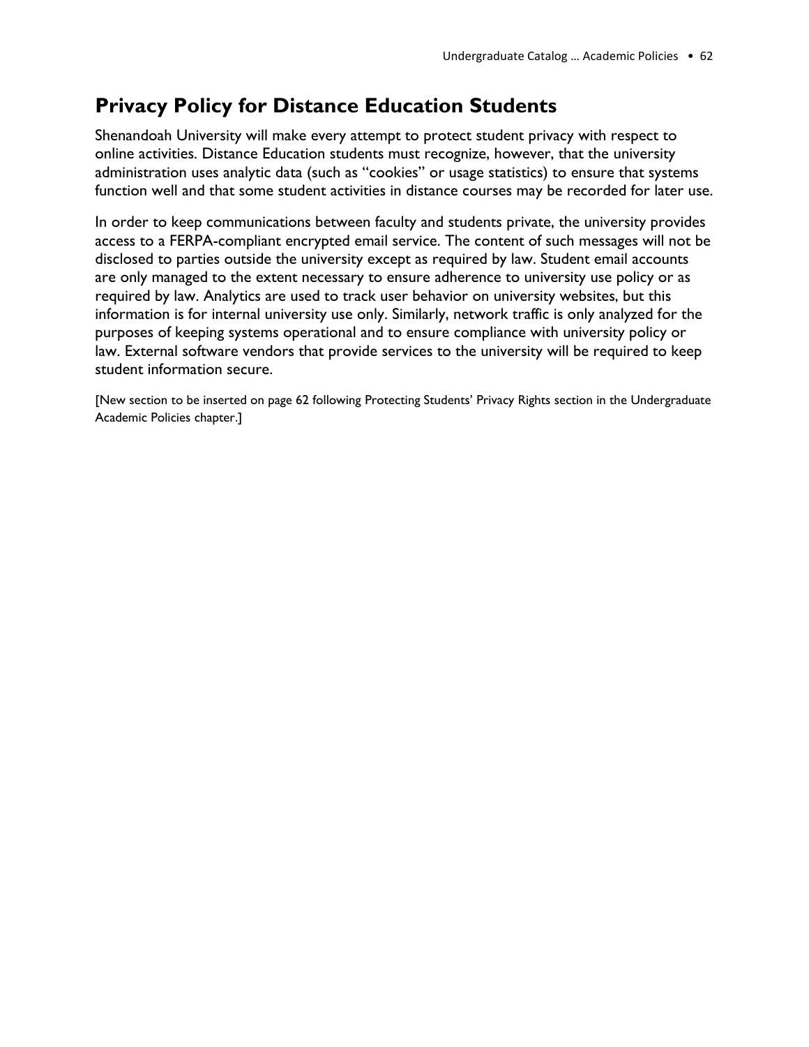## Privacy Policy for Distance Education Students

Shenandoah University will make every attempt to protect student privacy with respect to online activities. Distance Education students must recognize, however, that the university administration uses analytic data (such as "cookies" or usage statistics) to ensure that systems function well and that some student activities in distance courses may be recorded for later use.

In order to keep communications between faculty and students private, the university provides access to a FERPA-compliant encrypted email service. The content of such messages will not be disclosed to parties outside the university except as required by law. Student email accounts are only managed to the extent necessary to ensure adherence to university use policy or as required by law. Analytics are used to track user behavior on university websites, but this information is for internal university use only. Similarly, network traffic is only analyzed for the purposes of keeping systems operational and to ensure compliance with university policy or law. External software vendors that provide services to the university will be required to keep student information secure.

[New section to be inserted on page 62 following Protecting Students' Privacy Rights section in the Undergraduate Academic Policies chapter.]